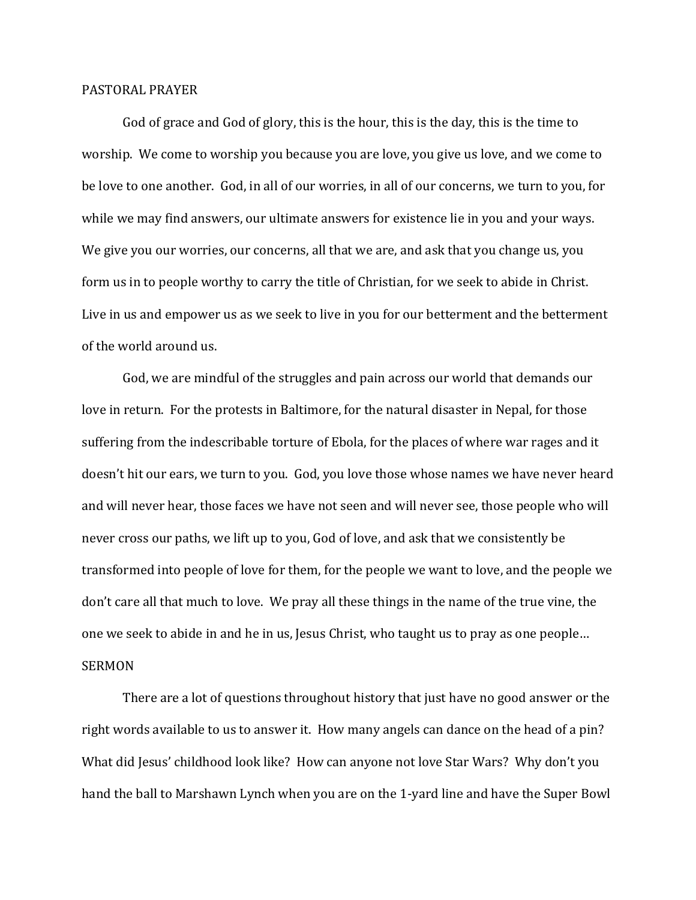PASTORAL PRAYER

God of grace and God of glory, this is the hour, this is the day, this is the time to worship. We come to worship you because you are love, you give us love, and we come to be love to one another. God, in all of our worries, in all of our concerns, we turn to you, for while we may find answers, our ultimate answers for existence lie in you and your ways. We give you our worries, our concerns, all that we are, and ask that you change us, you form us in to people worthy to carry the title of Christian, for we seek to abide in Christ. Live in us and empower us as we seek to live in you for our betterment and the betterment of the world around us.

God, we are mindful of the struggles and pain across our world that demands our love in return. For the protests in Baltimore, for the natural disaster in Nepal, for those suffering from the indescribable torture of Ebola, for the places of where war rages and it doesn't hit our ears, we turn to you. God, you love those whose names we have never heard and will never hear, those faces we have not seen and will never see, those people who will never cross our paths, we lift up to you, God of love, and ask that we consistently be transformed into people of love for them, for the people we want to love, and the people we don't care all that much to love. We pray all these things in the name of the true vine, the one we seek to abide in and he in us, Jesus Christ, who taught us to pray as one people…

SERMON

There are a lot of questions throughout history that just have no good answer or the right words available to us to answer it. How many angels can dance on the head of a pin? What did Jesus' childhood look like? How can anyone not love Star Wars? Why don't you hand the ball to Marshawn Lynch when you are on the 1-yard line and have the Super Bowl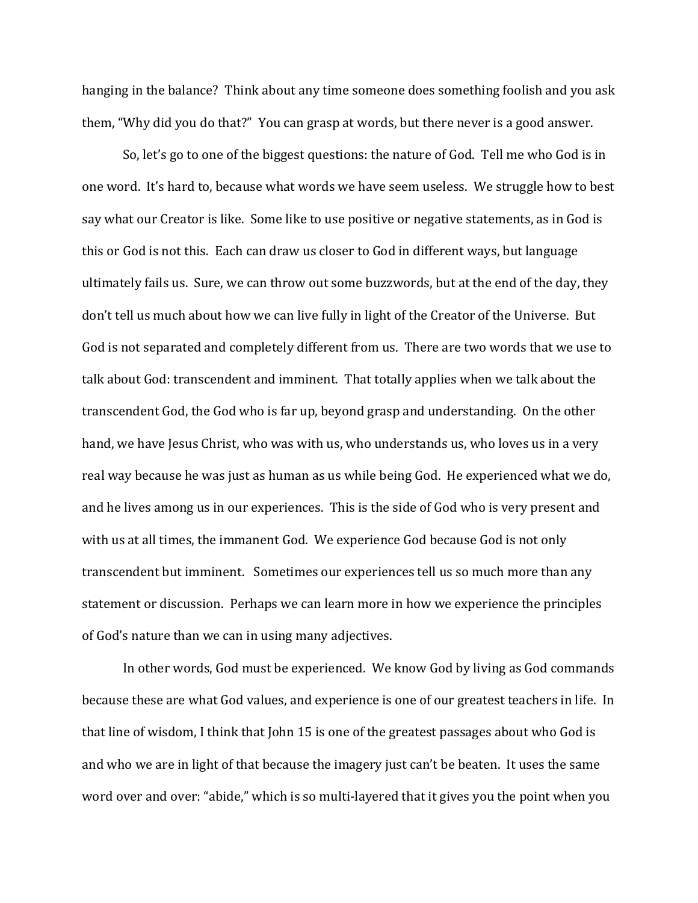hanging in the balance? Think about any time someone does something foolish and you ask them, "Why did you do that?" You can grasp at words, but there never is a good answer.

So, let's go to one of the biggest questions: the nature of God. Tell me who God is in one word. It's hard to, because what words we have seem useless. We struggle how to best say what our Creator is like. Some like to use positive or negative statements, as in God is this or God is not this. Each can draw us closer to God in different ways, but language ultimately fails us. Sure, we can throw out some buzzwords, but at the end of the day, they don't tell us much about how we can live fully in light of the Creator of the Universe. But God is not separated and completely different from us. There are two words that we use to talk about God: transcendent and imminent. That totally applies when we talk about the transcendent God, the God who is far up, beyond grasp and understanding. On the other hand, we have Jesus Christ, who was with us, who understands us, who loves us in a very real way because he was just as human as us while being God. He experienced what we do, and he lives among us in our experiences. This is the side of God who is very present and with us at all times, the immanent God. We experience God because God is not only transcendent but imminent. Sometimes our experiences tell us so much more than any statement or discussion. Perhaps we can learn more in how we experience the principles of God's nature than we can in using many adjectives.

In other words, God must be experienced. We know God by living as God commands because these are what God values, and experience is one of our greatest teachers in life. In that line of wisdom, I think that John 15 is one of the greatest passages about who God is and who we are in light of that because the imagery just can't be beaten. It uses the same word over and over: "abide," which is so multi-layered that it gives you the point when you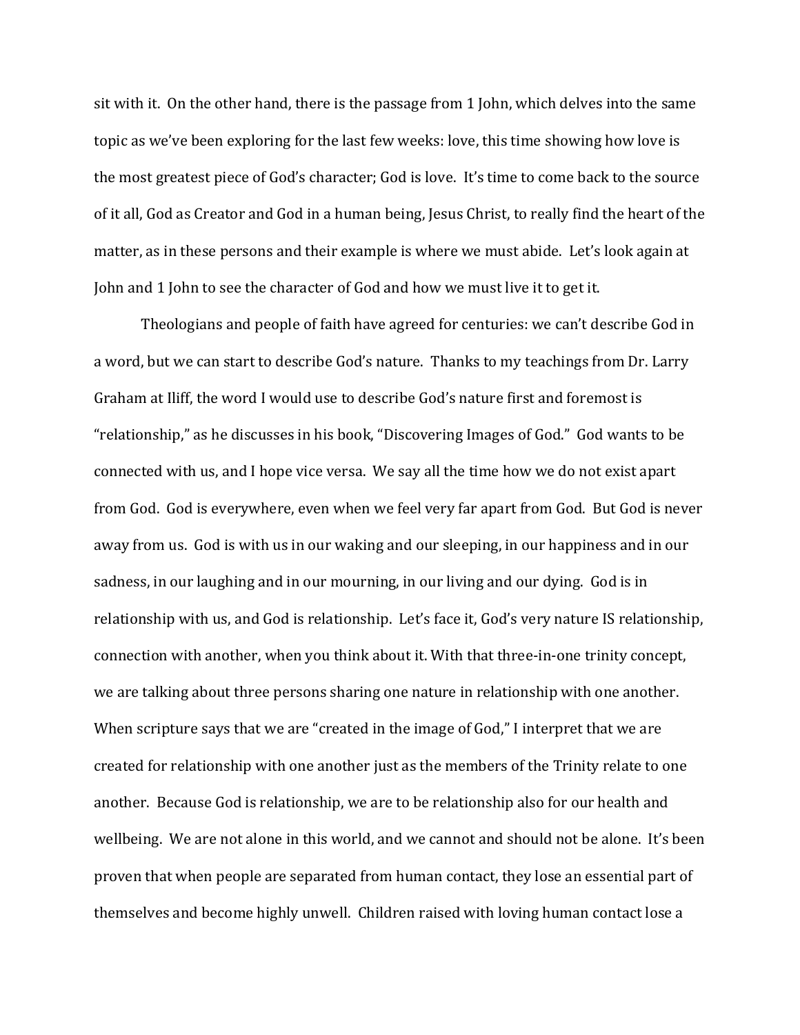sit with it. On the other hand, there is the passage from 1 John, which delves into the same topic as we've been exploring for the last few weeks: love, this time showing how love is the most greatest piece of God's character; God is love. It's time to come back to the source of it all, God as Creator and God in a human being, Jesus Christ, to really find the heart of the matter, as in these persons and their example is where we must abide. Let's look again at John and 1 John to see the character of God and how we must live it to get it.

Theologians and people of faith have agreed for centuries: we can't describe God in a word, but we can start to describe God's nature. Thanks to my teachings from Dr. Larry Graham at Iliff, the word I would use to describe God's nature first and foremost is "relationship," as he discusses in his book, "Discovering Images of God." God wants to be connected with us, and I hope vice versa. We say all the time how we do not exist apart from God. God is everywhere, even when we feel very far apart from God. But God is never away from us. God is with us in our waking and our sleeping, in our happiness and in our sadness, in our laughing and in our mourning, in our living and our dying. God is in relationship with us, and God is relationship. Let's face it, God's very nature IS relationship, connection with another, when you think about it. With that three-in-one trinity concept, we are talking about three persons sharing one nature in relationship with one another. When scripture says that we are "created in the image of God," I interpret that we are created for relationship with one another just as the members of the Trinity relate to one another. Because God is relationship, we are to be relationship also for our health and wellbeing. We are not alone in this world, and we cannot and should not be alone. It's been proven that when people are separated from human contact, they lose an essential part of themselves and become highly unwell. Children raised with loving human contact lose a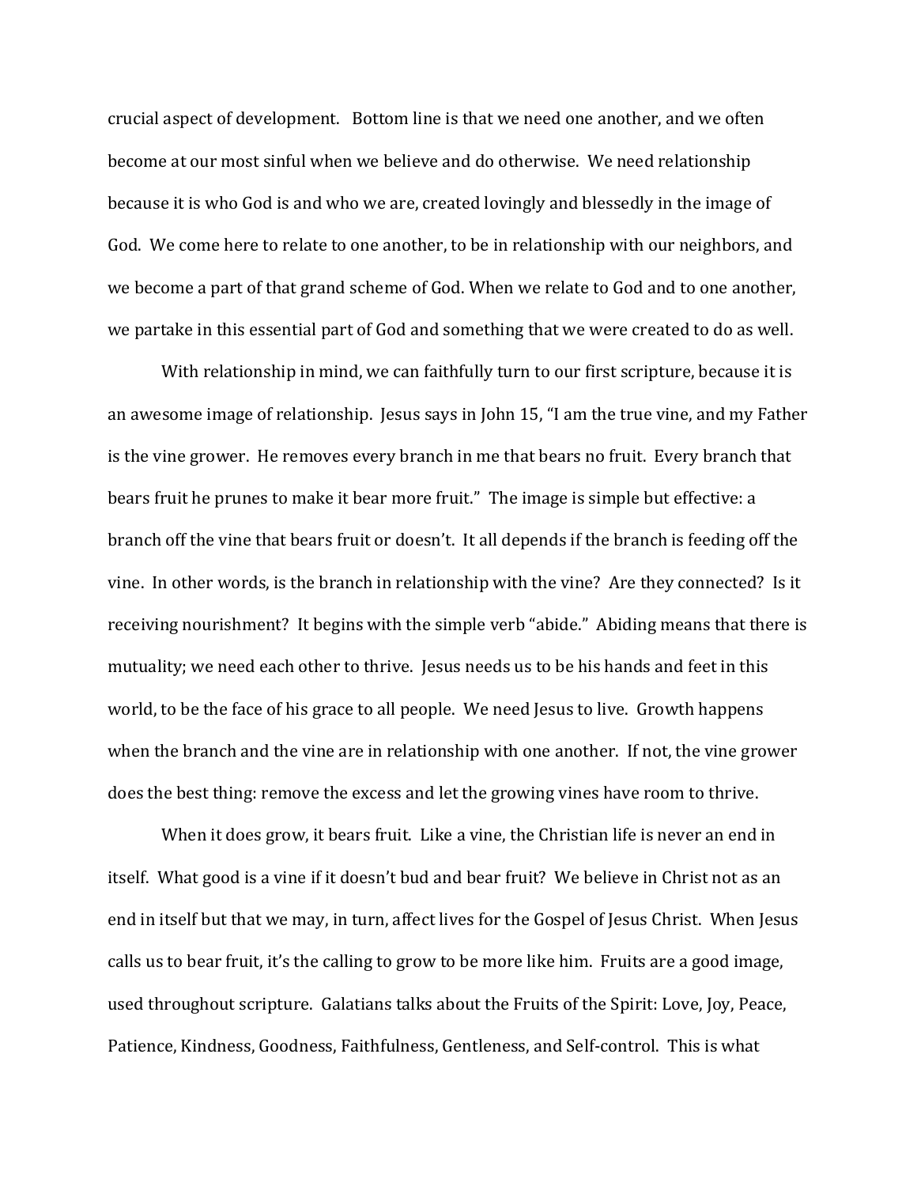crucial aspect of development. Bottom line is that we need one another, and we often become at our most sinful when we believe and do otherwise. We need relationship because it is who God is and who we are, created lovingly and blessedly in the image of God. We come here to relate to one another, to be in relationship with our neighbors, and we become a part of that grand scheme of God. When we relate to God and to one another, we partake in this essential part of God and something that we were created to do as well.

With relationship in mind, we can faithfully turn to our first scripture, because it is an awesome image of relationship. Jesus says in John 15, "I am the true vine, and my Father is the vine grower. He removes every branch in me that bears no fruit. Every branch that bears fruit he prunes to make it bear more fruit." The image is simple but effective: a branch off the vine that bears fruit or doesn't. It all depends if the branch is feeding off the vine. In other words, is the branch in relationship with the vine? Are they connected? Is it receiving nourishment? It begins with the simple verb "abide." Abiding means that there is mutuality; we need each other to thrive. Jesus needs us to be his hands and feet in this world, to be the face of his grace to all people. We need Jesus to live. Growth happens when the branch and the vine are in relationship with one another. If not, the vine grower does the best thing: remove the excess and let the growing vines have room to thrive.

When it does grow, it bears fruit. Like a vine, the Christian life is never an end in itself. What good is a vine if it doesn't bud and bear fruit? We believe in Christ not as an end in itself but that we may, in turn, affect lives for the Gospel of Jesus Christ. When Jesus calls us to bear fruit, it's the calling to grow to be more like him. Fruits are a good image, used throughout scripture. Galatians talks about the Fruits of the Spirit: Love, Joy, Peace, Patience, Kindness, Goodness, Faithfulness, Gentleness, and Self-control. This is what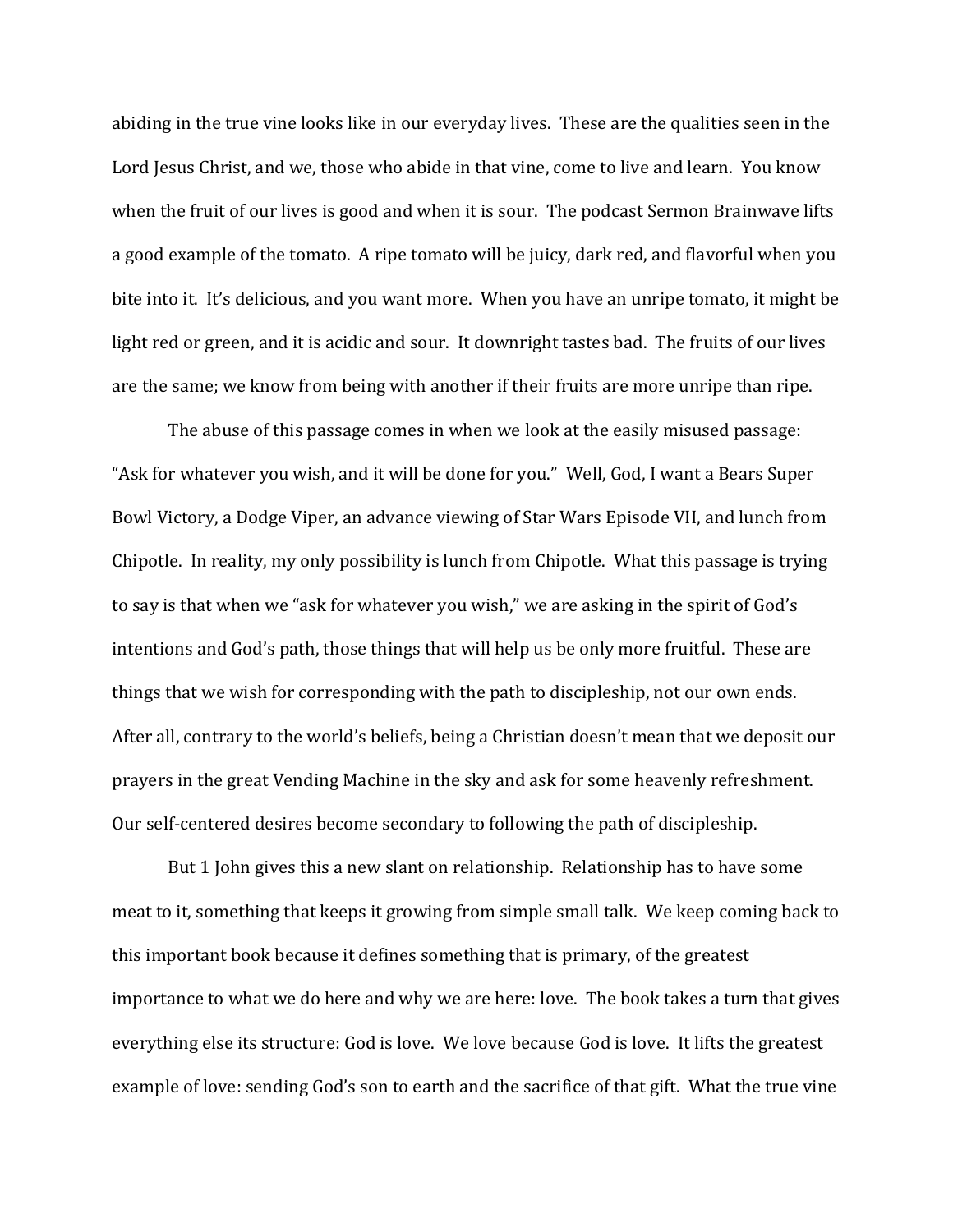abiding in the true vine looks like in our everyday lives. These are the qualities seen in the Lord Jesus Christ, and we, those who abide in that vine, come to live and learn. You know when the fruit of our lives is good and when it is sour. The podcast Sermon Brainwave lifts a good example of the tomato. A ripe tomato will be juicy, dark red, and flavorful when you bite into it. It's delicious, and you want more. When you have an unripe tomato, it might be light red or green, and it is acidic and sour. It downright tastes bad. The fruits of our lives are the same; we know from being with another if their fruits are more unripe than ripe.

The abuse of this passage comes in when we look at the easily misused passage: "Ask for whatever you wish, and it will be done for you." Well, God, I want a Bears Super Bowl Victory, a Dodge Viper, an advance viewing of Star Wars Episode VII, and lunch from Chipotle. In reality, my only possibility is lunch from Chipotle. What this passage is trying to say is that when we "ask for whatever you wish," we are asking in the spirit of God's intentions and God's path, those things that will help us be only more fruitful. These are things that we wish for corresponding with the path to discipleship, not our own ends. After all, contrary to the world's beliefs, being a Christian doesn't mean that we deposit our prayers in the great Vending Machine in the sky and ask for some heavenly refreshment. Our self-centered desires become secondary to following the path of discipleship.

But 1 John gives this a new slant on relationship. Relationship has to have some meat to it, something that keeps it growing from simple small talk. We keep coming back to this important book because it defines something that is primary, of the greatest importance to what we do here and why we are here: love. The book takes a turn that gives everything else its structure: God is love. We love because God is love. It lifts the greatest example of love: sending God's son to earth and the sacrifice of that gift. What the true vine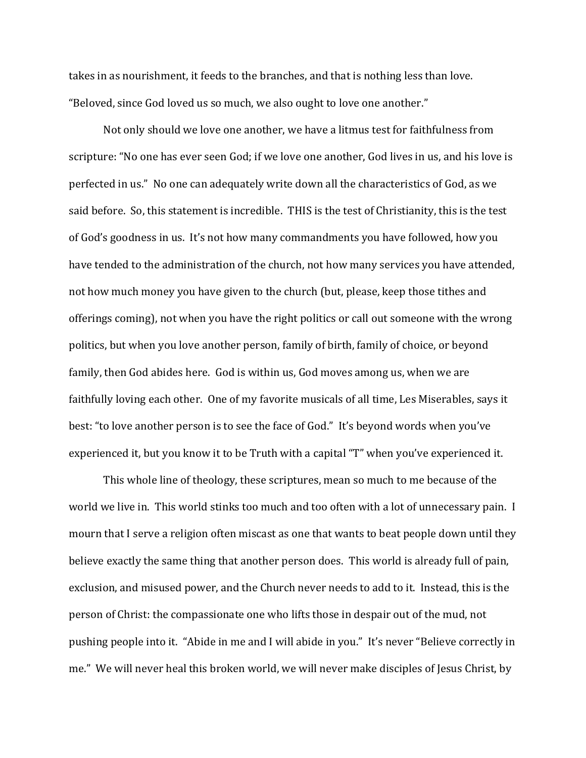takes in as nourishment, it feeds to the branches, and that is nothing less than love. "Beloved, since God loved us so much, we also ought to love one another."

Not only should we love one another, we have a litmus test for faithfulness from scripture: "No one has ever seen God; if we love one another, God lives in us, and his love is perfected in us." No one can adequately write down all the characteristics of God, as we said before. So, this statement is incredible. THIS is the test of Christianity, this is the test of God's goodness in us. It's not how many commandments you have followed, how you have tended to the administration of the church, not how many services you have attended, not how much money you have given to the church (but, please, keep those tithes and offerings coming), not when you have the right politics or call out someone with the wrong politics, but when you love another person, family of birth, family of choice, or beyond family, then God abides here. God is within us, God moves among us, when we are faithfully loving each other. One of my favorite musicals of all time, Les Miserables, says it best: "to love another person is to see the face of God." It's beyond words when you've experienced it, but you know it to be Truth with a capital "T" when you've experienced it.

This whole line of theology, these scriptures, mean so much to me because of the world we live in. This world stinks too much and too often with a lot of unnecessary pain. I mourn that I serve a religion often miscast as one that wants to beat people down until they believe exactly the same thing that another person does. This world is already full of pain, exclusion, and misused power, and the Church never needs to add to it. Instead, this is the person of Christ: the compassionate one who lifts those in despair out of the mud, not pushing people into it. "Abide in me and I will abide in you." It's never "Believe correctly in me." We will never heal this broken world, we will never make disciples of Jesus Christ, by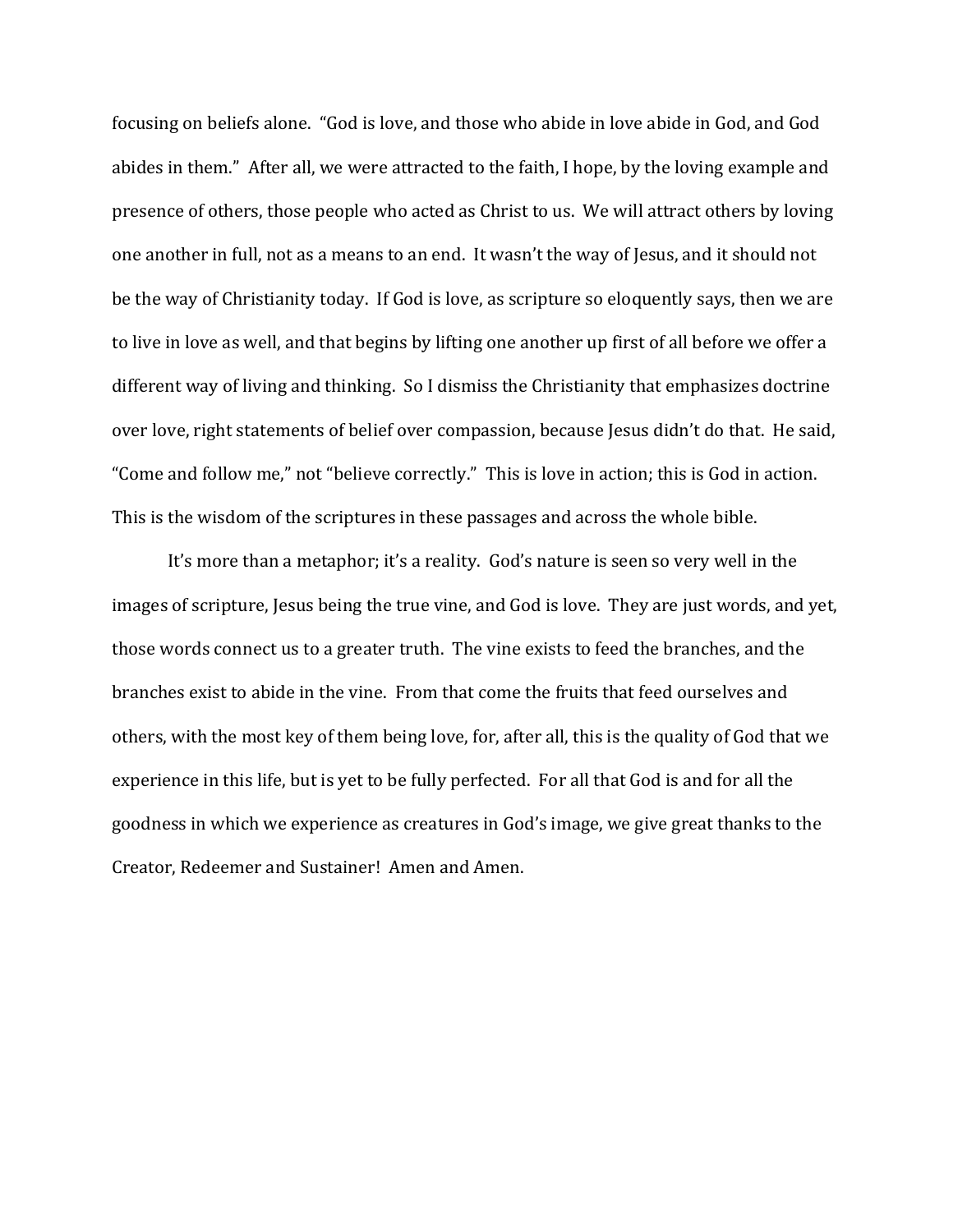focusing on beliefs alone. "God is love, and those who abide in love abide in God, and God abides in them." After all, we were attracted to the faith, I hope, by the loving example and presence of others, those people who acted as Christ to us. We will attract others by loving one another in full, not as a means to an end. It wasn't the way of Jesus, and it should not be the way of Christianity today. If God is love, as scripture so eloquently says, then we are to live in love as well, and that begins by lifting one another up first of all before we offer a different way of living and thinking. So I dismiss the Christianity that emphasizes doctrine over love, right statements of belief over compassion, because Jesus didn't do that. He said, "Come and follow me," not "believe correctly." This is love in action; this is God in action. This is the wisdom of the scriptures in these passages and across the whole bible.

It's more than a metaphor; it's a reality. God's nature is seen so very well in the images of scripture, Jesus being the true vine, and God is love. They are just words, and yet, those words connect us to a greater truth. The vine exists to feed the branches, and the branches exist to abide in the vine. From that come the fruits that feed ourselves and others, with the most key of them being love, for, after all, this is the quality of God that we experience in this life, but is yet to be fully perfected. For all that God is and for all the goodness in which we experience as creatures in God's image, we give great thanks to the Creator, Redeemer and Sustainer! Amen and Amen.